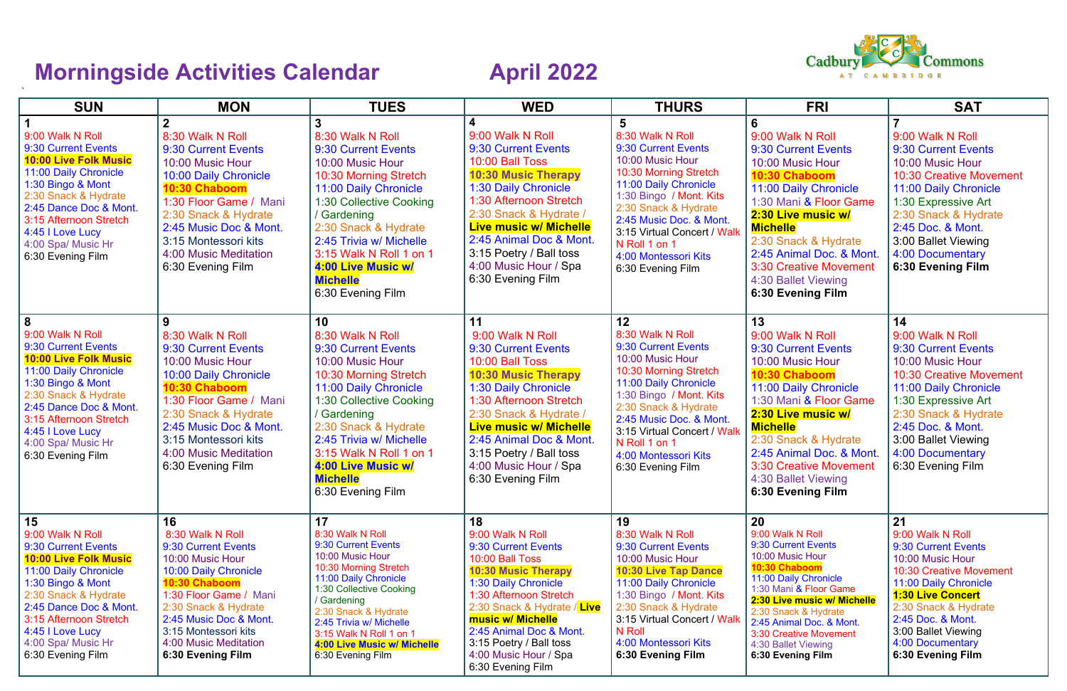# Morningside Activities Calendar April 2022

Cadbury Commons at Cambridge

| SUN | MON | TUES | WED | THURS | FRI | SAT |
|---|---|---|---|---|---|---|
| **1**<br>9:00 Walk N Roll<br>9:30 Current Events<br>**10:00 Live Folk Music**<br>11:00 Daily Chronicle<br>1:30 Bingo & Mont<br>2:30 Snack & Hydrate<br>2:45 Dance Doc & Mont.<br>3:15 Afternoon Stretch<br>4:45 I Love Lucy<br>4:00 Spa/ Music Hr<br>6:30 Evening Film | **2**<br>8:30 Walk N Roll<br>9:30 Current Events<br>10:00 Music Hour<br>10:00 Daily Chronicle<br>**10:30 Chaboom**<br>1:30 Floor Game / Mani<br>2:30 Snack & Hydrate<br>2:45 Music Doc & Mont.<br>3:15 Montessori kits<br>4:00 Music Meditation<br>6:30 Evening Film | **3**<br>8:30 Walk N Roll<br>9:30 Current Events<br>10:00 Music Hour<br>10:30 Morning Stretch<br>11:00 Daily Chronicle<br>1:30 Collective Cooking / Gardening<br>2:30 Snack & Hydrate<br>2:45 Trivia w/ Michelle<br>3:15 Walk N Roll 1 on 1<br>**4:00 Live Music w/ Michelle**<br>6:30 Evening Film | **4**<br>9:00 Walk N Roll<br>9:30 Current Events<br>10:00 Ball Toss<br>**10:30 Music Therapy**<br>1:30 Daily Chronicle<br>1:30 Afternoon Stretch<br>2:30 Snack & Hydrate /<br>**Live music w/ Michelle**<br>2:45 Animal Doc & Mont.<br>3:15 Poetry / Ball toss<br>4:00 Music Hour / Spa<br>6:30 Evening Film | **5**<br>8:30 Walk N Roll<br>9:30 Current Events<br>10:00 Music Hour<br>10:30 Morning Stretch<br>11:00 Daily Chronicle<br>1:30 Bingo / Mont. Kits<br>2:30 Snack & Hydrate<br>2:45 Music Doc. & Mont.<br>3:15 Virtual Concert / Walk N Roll 1 on 1<br>4:00 Montessori Kits<br>6:30 Evening Film | **6**<br>9:00 Walk N Roll<br>9:30 Current Events<br>10:00 Music Hour<br>**10:30 Chaboom**<br>11:00 Daily Chronicle<br>1:30 Mani & Floor Game<br>**2:30 Live music w/ Michelle**<br>2:30 Snack & Hydrate<br>2:45 Animal Doc. & Mont.<br>3:30 Creative Movement<br>4:30 Ballet Viewing<br>**6:30 Evening Film** | **7**<br>9:00 Walk N Roll<br>9:30 Current Events<br>10:00 Music Hour<br>10:30 Creative Movement<br>11:00 Daily Chronicle<br>1:30 Expressive Art<br>2:30 Snack & Hydrate<br>2:45 Doc. & Mont.<br>3:00 Ballet Viewing<br>4:00 Documentary<br>**6:30 Evening Film** |
| **8**<br>9:00 Walk N Roll<br>9:30 Current Events<br>**10:00 Live Folk Music**<br>11:00 Daily Chronicle<br>1:30 Bingo & Mont<br>2:30 Snack & Hydrate<br>2:45 Dance Doc & Mont.<br>3:15 Afternoon Stretch<br>4:45 I Love Lucy<br>4:00 Spa/ Music Hr<br>6:30 Evening Film | **9**<br>8:30 Walk N Roll<br>9:30 Current Events<br>10:00 Music Hour<br>10:00 Daily Chronicle<br>**10:30 Chaboom**<br>1:30 Floor Game / Mani<br>2:30 Snack & Hydrate<br>2:45 Music Doc & Mont.<br>3:15 Montessori kits<br>4:00 Music Meditation<br>6:30 Evening Film | **10**<br>8:30 Walk N Roll<br>9:30 Current Events<br>10:00 Music Hour<br>10:30 Morning Stretch<br>11:00 Daily Chronicle<br>1:30 Collective Cooking / Gardening<br>2:30 Snack & Hydrate<br>2:45 Trivia w/ Michelle<br>3:15 Walk N Roll 1 on 1<br>**4:00 Live Music w/ Michelle**<br>6:30 Evening Film | **11**<br>9:00 Walk N Roll<br>9:30 Current Events<br>10:00 Ball Toss<br>**10:30 Music Therapy**<br>1:30 Daily Chronicle<br>1:30 Afternoon Stretch<br>2:30 Snack & Hydrate /<br>**Live music w/ Michelle**<br>2:45 Animal Doc & Mont.<br>3:15 Poetry / Ball toss<br>4:00 Music Hour / Spa<br>6:30 Evening Film | **12**<br>8:30 Walk N Roll<br>9:30 Current Events<br>10:00 Music Hour<br>10:30 Morning Stretch<br>11:00 Daily Chronicle<br>1:30 Bingo / Mont. Kits<br>2:30 Snack & Hydrate<br>2:45 Music Doc. & Mont.<br>3:15 Virtual Concert / Walk N Roll 1 on 1<br>4:00 Montessori Kits<br>6:30 Evening Film | **13**<br>9:00 Walk N Roll<br>9:30 Current Events<br>10:00 Music Hour<br>**10:30 Chaboom**<br>11:00 Daily Chronicle<br>1:30 Mani & Floor Game<br>**2:30 Live music w/ Michelle**<br>2:30 Snack & Hydrate<br>2:45 Animal Doc. & Mont.<br>3:30 Creative Movement<br>4:30 Ballet Viewing<br>**6:30 Evening Film** | **14**<br>9:00 Walk N Roll<br>9:30 Current Events<br>10:00 Music Hour<br>10:30 Creative Movement<br>11:00 Daily Chronicle<br>1:30 Expressive Art<br>2:30 Snack & Hydrate<br>2:45 Doc. & Mont.<br>3:00 Ballet Viewing<br>4:00 Documentary<br>6:30 Evening Film |
| **15**<br>9:00 Walk N Roll<br>9:30 Current Events<br>**10:00 Live Folk Music**<br>11:00 Daily Chronicle<br>1:30 Bingo & Mont<br>2:30 Snack & Hydrate<br>2:45 Dance Doc & Mont.<br>3:15 Afternoon Stretch<br>4:45 I Love Lucy<br>4:00 Spa/ Music Hr<br>6:30 Evening Film | **16**<br>8:30 Walk N Roll<br>9:30 Current Events<br>10:00 Music Hour<br>10:00 Daily Chronicle<br>**10:30 Chaboom**<br>1:30 Floor Game / Mani<br>2:30 Snack & Hydrate<br>2:45 Music Doc & Mont.<br>3:15 Montessori kits<br>4:00 Music Meditation<br>**6:30 Evening Film** | **17**<br>8:30 Walk N Roll<br>9:30 Current Events<br>10:00 Music Hour<br>10:30 Morning Stretch<br>11:00 Daily Chronicle<br>1:30 Collective Cooking / Gardening<br>2:30 Snack & Hydrate<br>2:45 Trivia w/ Michelle<br>3:15 Walk N Roll 1 on 1<br>**4:00 Live Music w/ Michelle**<br>6:30 Evening Film | **18**<br>9:00 Walk N Roll<br>9:30 Current Events<br>10:00 Ball Toss<br>**10:30 Music Therapy**<br>1:30 Daily Chronicle<br>1:30 Afternoon Stretch<br>2:30 Snack & Hydrate / **Live music w/ Michelle**<br>2:45 Animal Doc & Mont.<br>3:15 Poetry / Ball toss<br>4:00 Music Hour / Spa<br>6:30 Evening Film | **19**<br>8:30 Walk N Roll<br>9:30 Current Events<br>10:00 Music Hour<br>**10:30 Live Tap Dance**<br>11:00 Daily Chronicle<br>1:30 Bingo / Mont. Kits<br>2:30 Snack & Hydrate<br>3:15 Virtual Concert / Walk N Roll<br>4:00 Montessori Kits<br>**6:30 Evening Film** | **20**<br>9:00 Walk N Roll<br>9:30 Current Events<br>10:00 Music Hour<br>**10:30 Chaboom**<br>11:00 Daily Chronicle<br>1:30 Mani & Floor Game<br>**2:30 Live music w/ Michelle**<br>2:30 Snack & Hydrate<br>2:45 Animal Doc. & Mont.<br>3:30 Creative Movement<br>4:30 Ballet Viewing<br>**6:30 Evening Film** | **21**<br>9:00 Walk N Roll<br>9:30 Current Events<br>10:00 Music Hour<br>10:30 Creative Movement<br>11:00 Daily Chronicle<br>**1:30 Live Concert**<br>2:30 Snack & Hydrate<br>2:45 Doc. & Mont.<br>3:00 Ballet Viewing<br>4:00 Documentary<br>**6:30 Evening Film** |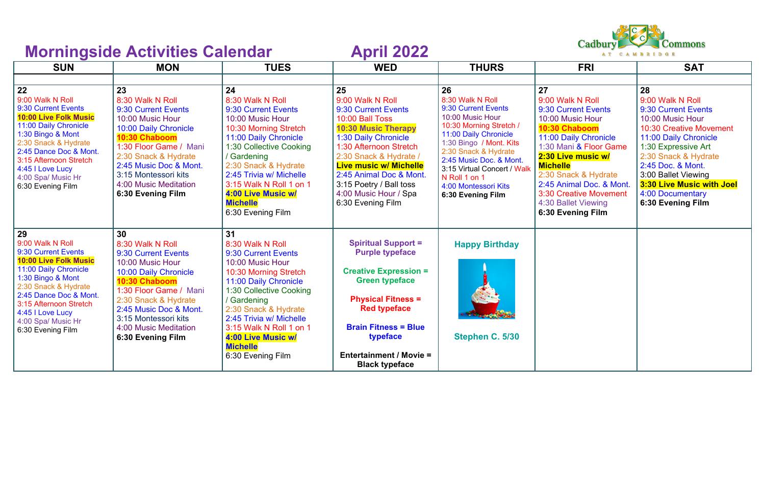# Morningside Activities Calendar — April 2022

Cadbury Commons at Cambridge

| SUN | MON | TUES | WED | THURS | FRI | SAT |
|---|---|---|---|---|---|---|
| | | | | | | |
| **22**<br>9:00 Walk N Roll<br>9:30 Current Events<br>**10:00 Live Folk Music**<br>11:00 Daily Chronicle<br>1:30 Bingo & Mont<br>2:30 Snack & Hydrate<br>2:45 Dance Doc & Mont.<br>3:15 Afternoon Stretch<br>4:45 I Love Lucy<br>4:00 Spa/ Music Hr<br>6:30 Evening Film | **23**<br>8:30 Walk N Roll<br>9:30 Current Events<br>10:00 Music Hour<br>10:00 Daily Chronicle<br>**10:30 Chaboom**<br>1:30 Floor Game / Mani<br>2:30 Snack & Hydrate<br>2:45 Music Doc & Mont.<br>3:15 Montessori kits<br>4:00 Music Meditation<br>**6:30 Evening Film** | **24**<br>8:30 Walk N Roll<br>9:30 Current Events<br>10:00 Music Hour<br>10:30 Morning Stretch<br>11:00 Daily Chronicle<br>1:30 Collective Cooking / Gardening<br>2:30 Snack & Hydrate<br>2:45 Trivia w/ Michelle<br>3:15 Walk N Roll 1 on 1<br>**4:00 Live Music w/ Michelle**<br>6:30 Evening Film | **25**<br>9:00 Walk N Roll<br>9:30 Current Events<br>10:00 Ball Toss<br>**10:30 Music Therapy**<br>1:30 Daily Chronicle<br>1:30 Afternoon Stretch<br>2:30 Snack & Hydrate /<br>**Live music w/ Michelle**<br>2:45 Animal Doc & Mont.<br>3:15 Poetry / Ball toss<br>4:00 Music Hour / Spa<br>6:30 Evening Film | **26**<br>8:30 Walk N Roll<br>9:30 Current Events<br>10:00 Music Hour<br>10:30 Morning Stretch /<br>11:00 Daily Chronicle<br>1:30 Bingo / Mont. Kits<br>2:30 Snack & Hydrate<br>2:45 Music Doc. & Mont.<br>3:15 Virtual Concert / Walk N Roll 1 on 1<br>4:00 Montessori Kits<br>**6:30 Evening Film** | **27**<br>9:00 Walk N Roll<br>9:30 Current Events<br>10:00 Music Hour<br>**10:30 Chaboom**<br>11:00 Daily Chronicle<br>1:30 Mani & Floor Game<br>**2:30 Live music w/ Michelle**<br>2:30 Snack & Hydrate<br>2:45 Animal Doc. & Mont.<br>3:30 Creative Movement<br>4:30 Ballet Viewing<br>**6:30 Evening Film** | **28**<br>9:00 Walk N Roll<br>9:30 Current Events<br>10:00 Music Hour<br>10:30 Creative Movement<br>11:00 Daily Chronicle<br>1:30 Expressive Art<br>2:30 Snack & Hydrate<br>2:45 Doc. & Mont.<br>3:00 Ballet Viewing<br>**3:30 Live Music with Joel**<br>4:00 Documentary<br>**6:30 Evening Film** |
| **29**<br>9:00 Walk N Roll<br>9:30 Current Events<br>**10:00 Live Folk Music**<br>11:00 Daily Chronicle<br>1:30 Bingo & Mont<br>2:30 Snack & Hydrate<br>2:45 Dance Doc & Mont.<br>3:15 Afternoon Stretch<br>4:45 I Love Lucy<br>4:00 Spa/ Music Hr<br>6:30 Evening Film | **30**<br>8:30 Walk N Roll<br>9:30 Current Events<br>10:00 Daily Chronicle<br>**10:30 Chaboom**<br>1:30 Floor Game / Mani<br>2:30 Snack & Hydrate<br>2:45 Music Doc & Mont.<br>3:15 Montessori kits<br>4:00 Music Meditation<br>**6:30 Evening Film** | **31**<br>8:30 Walk N Roll<br>9:30 Current Events<br>10:00 Music Hour<br>10:30 Morning Stretch<br>11:00 Daily Chronicle<br>1:30 Collective Cooking / Gardening<br>2:30 Snack & Hydrate<br>2:45 Trivia w/ Michelle<br>3:15 Walk N Roll 1 on 1<br>**4:00 Live Music w/ Michelle**<br>6:30 Evening Film | **Spiritual Support = Purple typeface**<br>**Creative Expression = Green typeface**<br>**Physical Fitness = Red typeface**<br>**Brain Fitness = Blue typeface**<br>**Entertainment / Movie = Black typeface** | **Happy Birthday**<br>**Stephen C. 5/30** | | |